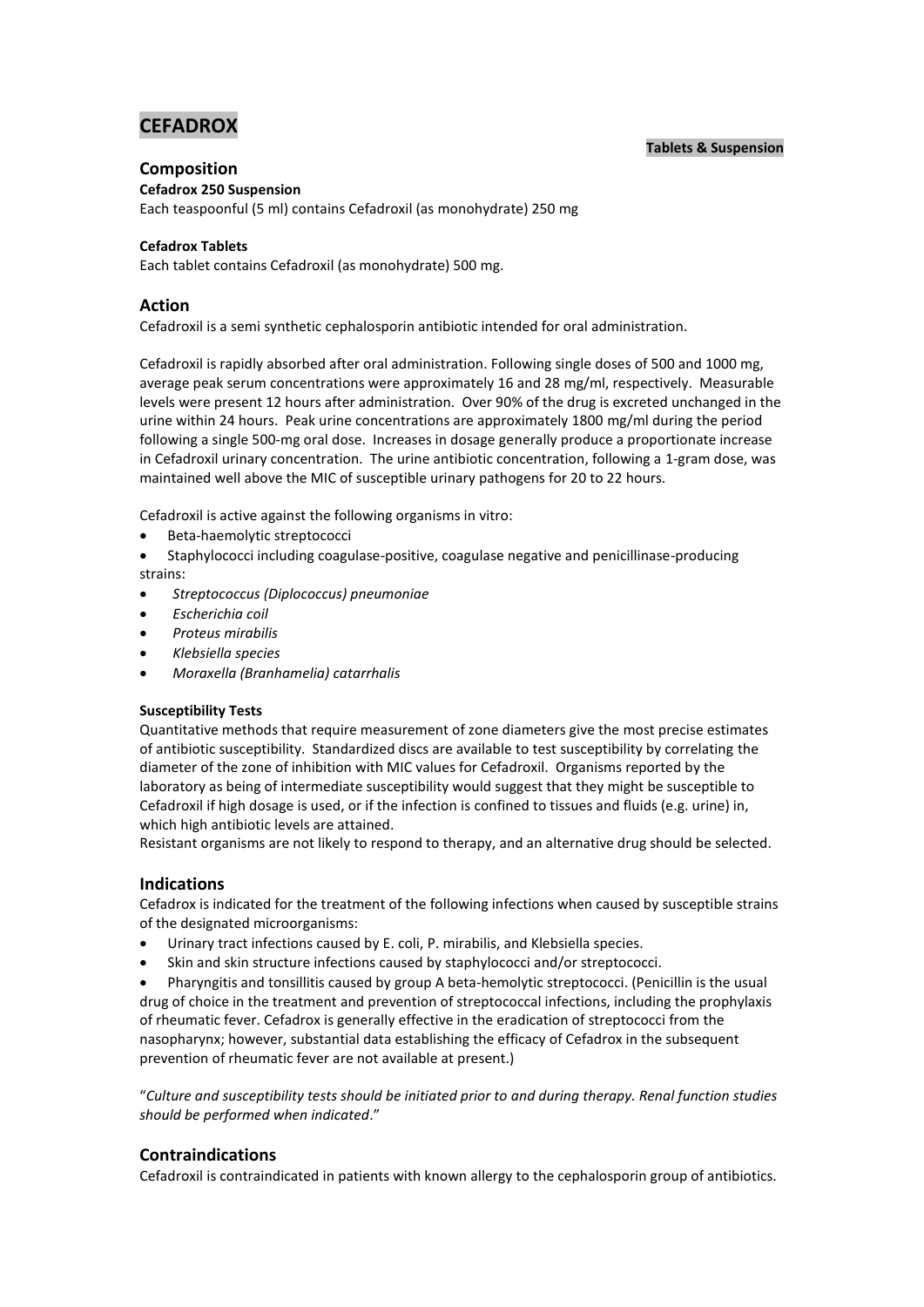# CEFADROX

**Tables & Suspension**

## Composition

**Cefadrox 250 Suspension**

Each teaspoonful (5 ml) contains Cefadroxil (as monohydrate) 250 mg

**Cefadrox Tablets**

Each tablet contains Cefadroxil (as monohydrate) 500 mg.

## Action

Cefadroxil is a semi synthetic cephalosporin antibiotic intended for oral administration.

Cefadroxil is rapidly absorbed after oral administration. Following single doses of 500 and 1000 mg, average peak serum concentrations were approximately 16 and 28 mg/ml, respectively. Measurable levels were present 12 hours after administration. Over 90% of the drug is excreted unchanged in the urine within 24 hours. Peak urine concentrations are approximately 1800 mg/ml during the period following a single 500-mg oral dose. Increases in dosage generally produce a proportionate increase in Cefadroxil urinary concentration. The urine antibiotic concentration, following a 1-gram dose, was maintained well above the MIC of susceptible urinary pathogens for 20 to 22 hours.

Cefadroxil is active against the following organisms in vitro:

- Beta-haemolytic streptococci
- Staphylococci including coagulase-positive, coagulase negative and penicillinase-producing strains:
- *Streptococcus (Diplococcus) pneumoniae*
- *Escherichia coil*
- *Proteus mirabilis*
- *Klebsiella species*
- *Moraxella (Branhamelia) catarrhalis*

#### Susceptibility Tests

Quantitative methods that require measurement of zone diameters give the most precise estimates of antibiotic susceptibility. Standardized discs are available to test susceptibility by correlating the diameter of the zone of inhibition with MIC values for Cefadroxil. Organisms reported by the laboratory as being of intermediate susceptibility would suggest that they might be susceptible to Cefadroxil if high dosage is used, or if the infection is confined to tissues and fluids (e.g. urine) in, which high antibiotic levels are attained.

Resistant organisms are not likely to respond to therapy, and an alternative drug should be selected.

## Indications

Cefadrox is indicated for the treatment of the following infections when caused by susceptible strains of the designated microorganisms:

- Urinary tract infections caused by E. coli, P. mirabilis, and Klebsiella species.
- Skin and skin structure infections caused by staphylococci and/or streptococci.
- Pharyngitis and tonsillitis caused by group A beta-hemolytic streptococci. (Penicillin is the usual drug of choice in the treatment and prevention of streptococcal infections, including the prophylaxis of rheumatic fever. Cefadrox is generally effective in the eradication of streptococci from the nasopharynx; however, substantial data establishing the efficacy of Cefadrox in the subsequent prevention of rheumatic fever are not available at present.)

"*Culture and susceptibility tests should be initiated prior to and during therapy. Renal function studies should be performed when indicated*."

## Contraindications

Cefadroxil is contraindicated in patients with known allergy to the cephalosporin group of antibiotics.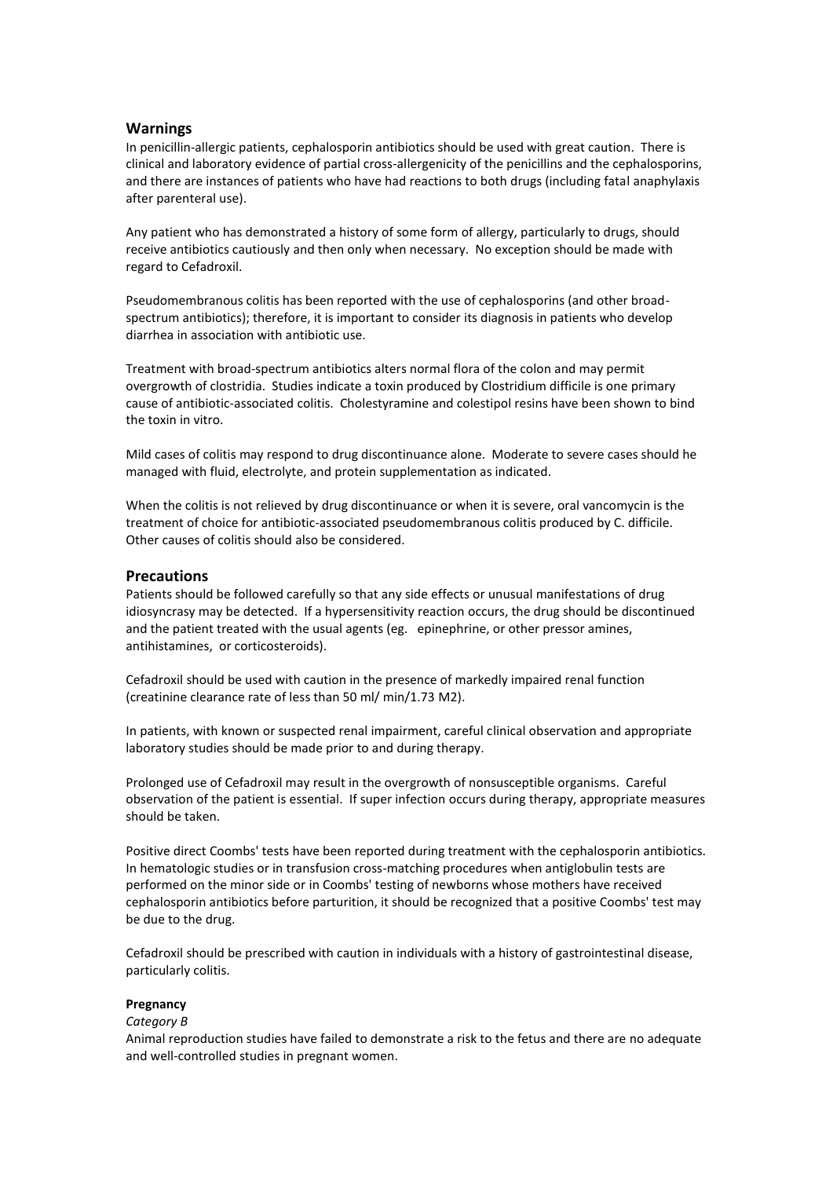## Warnings

In penicillin-allergic patients, cephalosporin antibiotics should be used with great caution. There is clinical and laboratory evidence of partial cross-allergenicity of the penicillins and the cephalosporins, and there are instances of patients who have had reactions to both drugs (including fatal anaphylaxis after parenteral use).

Any patient who has demonstrated a history of some form of allergy, particularly to drugs, should receive antibiotics cautiously and then only when necessary. No exception should be made with regard to Cefadroxil.

Pseudomembranous colitis has been reported with the use of cephalosporins (and other broad-spectrum antibiotics); therefore, it is important to consider its diagnosis in patients who develop diarrhea in association with antibiotic use.

Treatment with broad-spectrum antibiotics alters normal flora of the colon and may permit overgrowth of clostridia. Studies indicate a toxin produced by Clostridium difficile is one primary cause of antibiotic-associated colitis. Cholestyramine and colestipol resins have been shown to bind the toxin in vitro.

Mild cases of colitis may respond to drug discontinuance alone. Moderate to severe cases should he managed with fluid, electrolyte, and protein supplementation as indicated.

When the colitis is not relieved by drug discontinuance or when it is severe, oral vancomycin is the treatment of choice for antibiotic-associated pseudomembranous colitis produced by C. difficile. Other causes of colitis should also be considered.

## Precautions

Patients should be followed carefully so that any side effects or unusual manifestations of drug idiosyncrasy may be detected. If a hypersensitivity reaction occurs, the drug should be discontinued and the patient treated with the usual agents (eg. epinephrine, or other pressor amines, antihistamines, or corticosteroids).

Cefadroxil should be used with caution in the presence of markedly impaired renal function (creatinine clearance rate of less than 50 ml/ min/1.73 M2).

In patients, with known or suspected renal impairment, careful clinical observation and appropriate laboratory studies should be made prior to and during therapy.

Prolonged use of Cefadroxil may result in the overgrowth of nonsusceptible organisms. Careful observation of the patient is essential. If super infection occurs during therapy, appropriate measures should be taken.

Positive direct Coombs' tests have been reported during treatment with the cephalosporin antibiotics. In hematologic studies or in transfusion cross-matching procedures when antiglobulin tests are performed on the minor side or in Coombs' testing of newborns whose mothers have received cephalosporin antibiotics before parturition, it should be recognized that a positive Coombs' test may be due to the drug.

Cefadroxil should be prescribed with caution in individuals with a history of gastrointestinal disease, particularly colitis.

**Pregnancy**

*Category B*

Animal reproduction studies have failed to demonstrate a risk to the fetus and there are no adequate and well-controlled studies in pregnant women.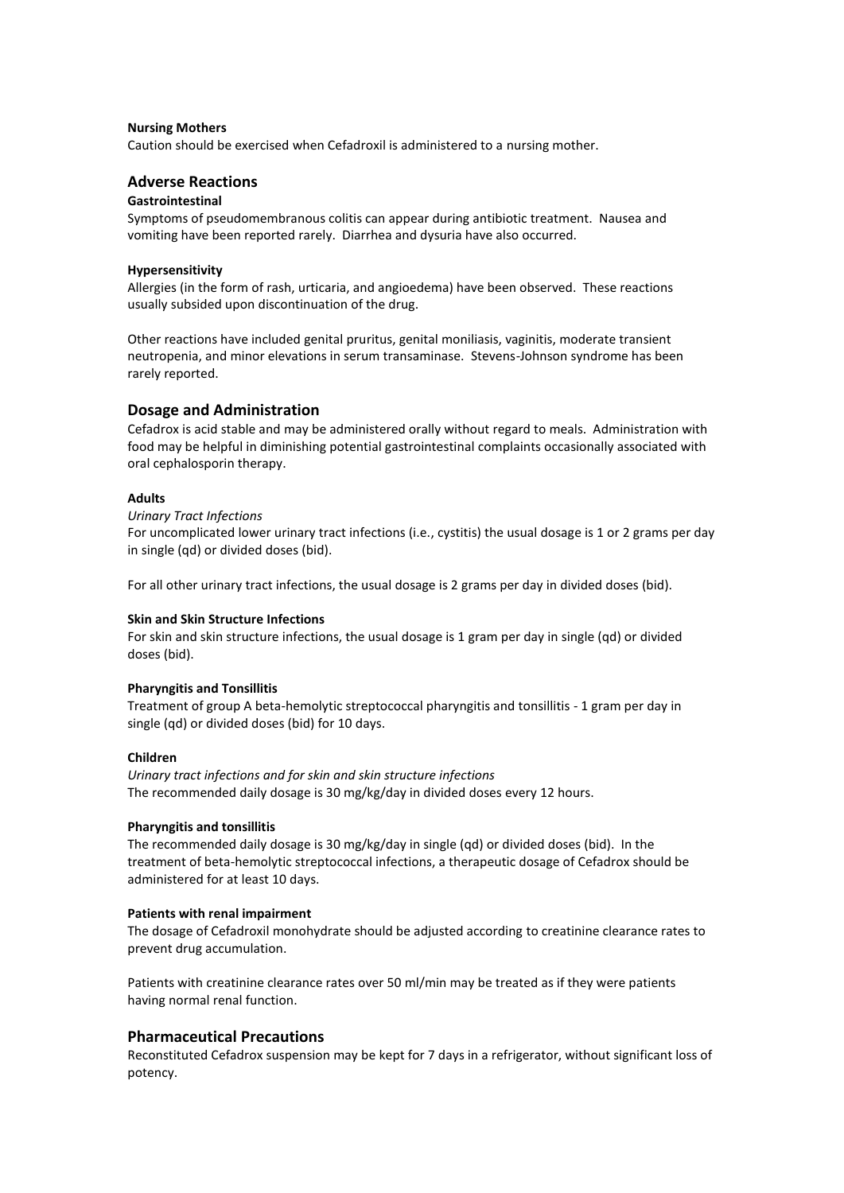**Nursing Mothers**

Caution should be exercised when Cefadroxil is administered to a nursing mother.

## Adverse Reactions

**Gastrointestinal**

Symptoms of pseudomembranous colitis can appear during antibiotic treatment. Nausea and vomiting have been reported rarely. Diarrhea and dysuria have also occurred.

**Hypersensitivity**

Allergies (in the form of rash, urticaria, and angioedema) have been observed. These reactions usually subsided upon discontinuation of the drug.

Other reactions have included genital pruritus, genital moniliasis, vaginitis, moderate transient neutropenia, and minor elevations in serum transaminase. Stevens-Johnson syndrome has been rarely reported.

## Dosage and Administration

Cefadrox is acid stable and may be administered orally without regard to meals. Administration with food may be helpful in diminishing potential gastrointestinal complaints occasionally associated with oral cephalosporin therapy.

**Adults**

*Urinary Tract Infections*

For uncomplicated lower urinary tract infections (i.e., cystitis) the usual dosage is 1 or 2 grams per day in single (qd) or divided doses (bid).

For all other urinary tract infections, the usual dosage is 2 grams per day in divided doses (bid).

**Skin and Skin Structure Infections**

For skin and skin structure infections, the usual dosage is 1 gram per day in single (qd) or divided doses (bid).

**Pharyngitis and Tonsillitis**

Treatment of group A beta-hemolytic streptococcal pharyngitis and tonsillitis - 1 gram per day in single (qd) or divided doses (bid) for 10 days.

**Children**

*Urinary tract infections and for skin and skin structure infections*

The recommended daily dosage is 30 mg/kg/day in divided doses every 12 hours.

**Pharyngitis and tonsillitis**

The recommended daily dosage is 30 mg/kg/day in single (qd) or divided doses (bid). In the treatment of beta-hemolytic streptococcal infections, a therapeutic dosage of Cefadrox should be administered for at least 10 days.

**Patients with renal impairment**

The dosage of Cefadroxil monohydrate should be adjusted according to creatinine clearance rates to prevent drug accumulation.

Patients with creatinine clearance rates over 50 ml/min may be treated as if they were patients having normal renal function.

## Pharmaceutical Precautions

Reconstituted Cefadrox suspension may be kept for 7 days in a refrigerator, without significant loss of potency.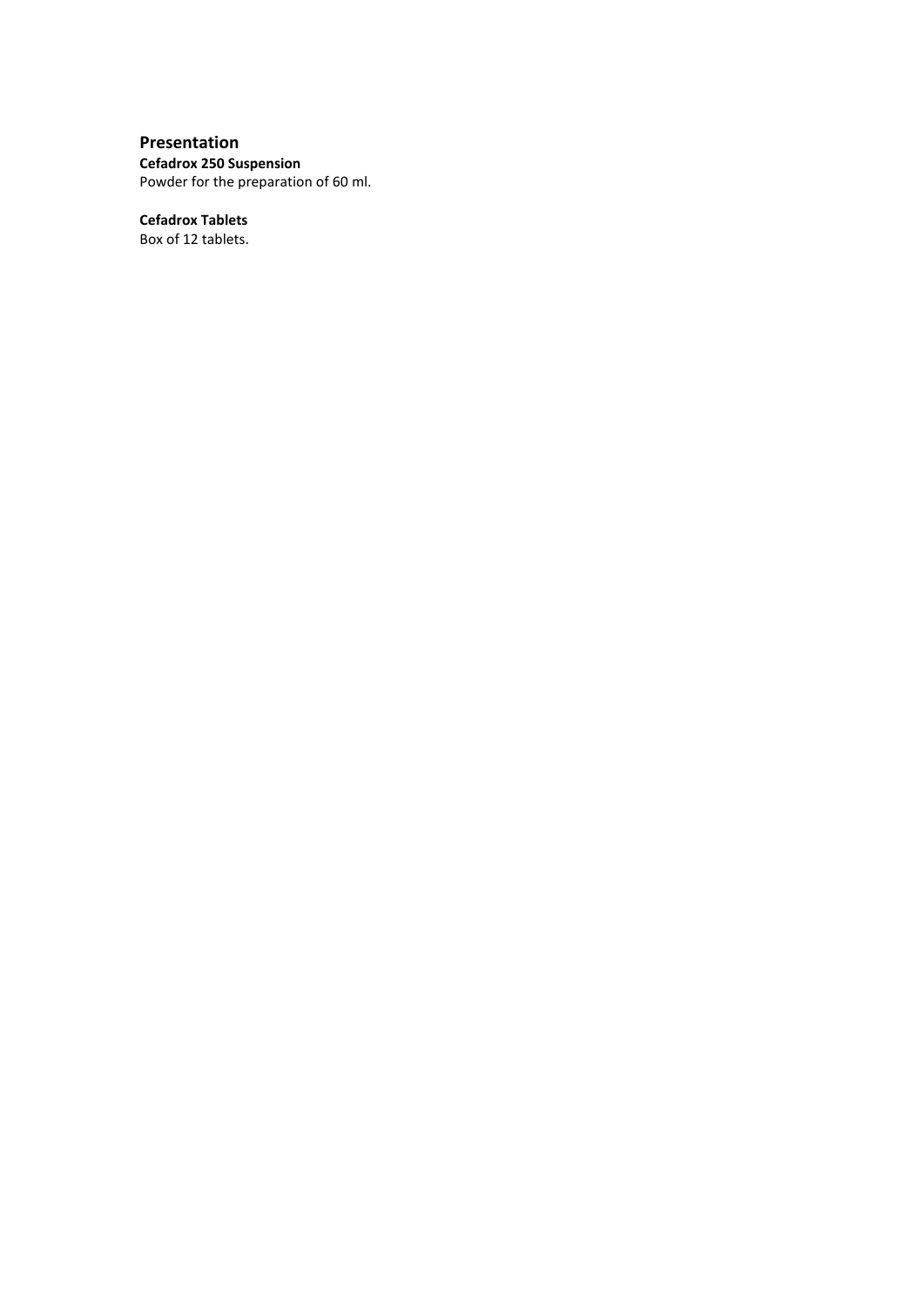## Presentation

**Cefadrox 250 Suspension**

Powder for the preparation of 60 ml.

**Cefadrox Tablets**

Box of 12 tablets.